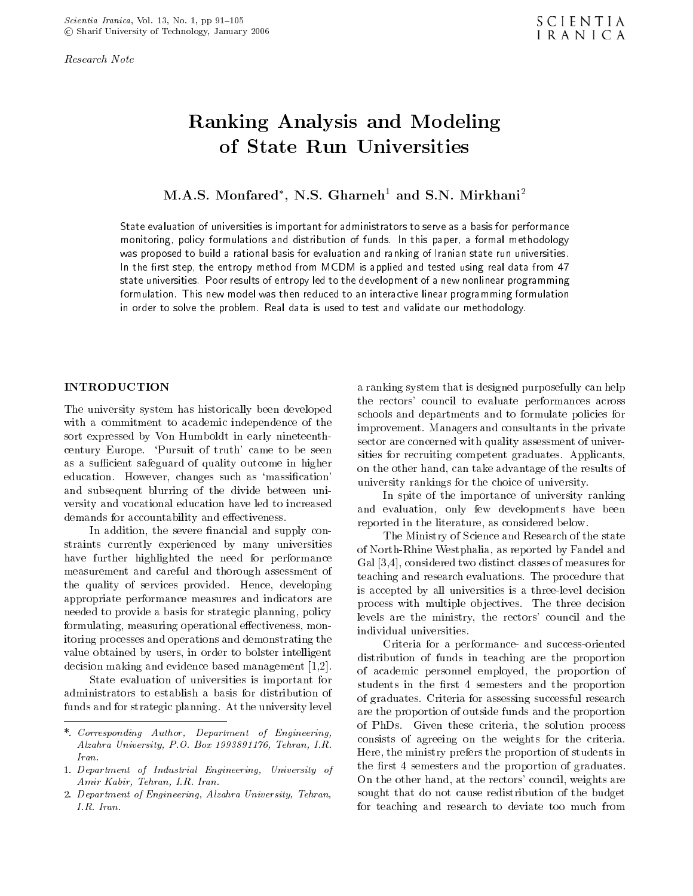*Research Note*

# Ranking Analysis and Modeling of State Run Universities

**M.A.S. Monfared***, **N.S. Gharneh**[1] **and S.N. Mirkhani**[2]

State evaluation of universities is important for administrators to serve as a basis for performance monitoring, policy formulations and distribution of funds. In this paper, a formal methodology was proposed to build a rational basis for evaluation and ranking of Iranian state run universities. In the first step, the entropy method from MCDM is applied and tested using real data from 47 state universities. Poor results of entropy led to the development of a new nonlinear programming formulation. This new model was then reduced to an interactive linear programming formulation in order to solve the problem. Real data is used to test and validate our methodology.

## INTRODUCTION

The university system has historically been developed with a commitment to academic independence of the sort expressed by Von Humboldt in early nineteenth-century Europe. 'Pursuit of truth' came to be seen as a sufficient safeguard of quality outcome in higher education. However, changes such as 'massification' and subsequent blurring of the divide between university and vocational education have led to increased demands for accountability and effectiveness.

In addition, the severe financial and supply constraints currently experienced by many universities have further highlighted the need for performance measurement and careful and thorough assessment of the quality of services provided. Hence, developing appropriate performance measures and indicators are needed to provide a basis for strategic planning, policy formulating, measuring operational effectiveness, monitoring processes and operations and demonstrating the value obtained by users, in order to bolster intelligent decision making and evidence based management [1,2].

State evaluation of universities is important for administrators to establish a basis for distribution of funds and for strategic planning. At the university level a ranking system that is designed purposefully can help the rectors' council to evaluate performances across schools and departments and to formulate policies for improvement. Managers and consultants in the private sector are concerned with quality assessment of universities for recruiting competent graduates. Applicants, on the other hand, can take advantage of the results of university rankings for the choice of university.

In spite of the importance of university ranking and evaluation, only few developments have been reported in the literature, as considered below.

The Ministry of Science and Research of the state of North-Rhine Westphalia, as reported by Fandel and Gal [3,4], considered two distinct classes of measures for teaching and research evaluations. The procedure that is accepted by all universities is a three-level decision process with multiple objectives. The three decision levels are the ministry, the rectors' council and the individual universities.

Criteria for a performance- and success-oriented distribution of funds in teaching are the proportion of academic personnel employed, the proportion of students in the first 4 semesters and the proportion of graduates. Criteria for assessing successful research are the proportion of outside funds and the proportion of PhDs. Given these criteria, the solution process consists of agreeing on the weights for the criteria. Here, the ministry prefers the proportion of students in the first 4 semesters and the proportion of graduates. On the other hand, at the rectors' council, weights are sought that do not cause redistribution of the budget for teaching and research to deviate too much from

---

*. *Corresponding Author, Department of Engineering, Alzahra University, P.O. Box 1993891176, Tehran, I.R. Iran.*

1. *Department of Industrial Engineering, University of Amir Kabir, Tehran, I.R. Iran.*

2. *Department of Engineering, Alzahra University, Tehran, I.R. Iran.*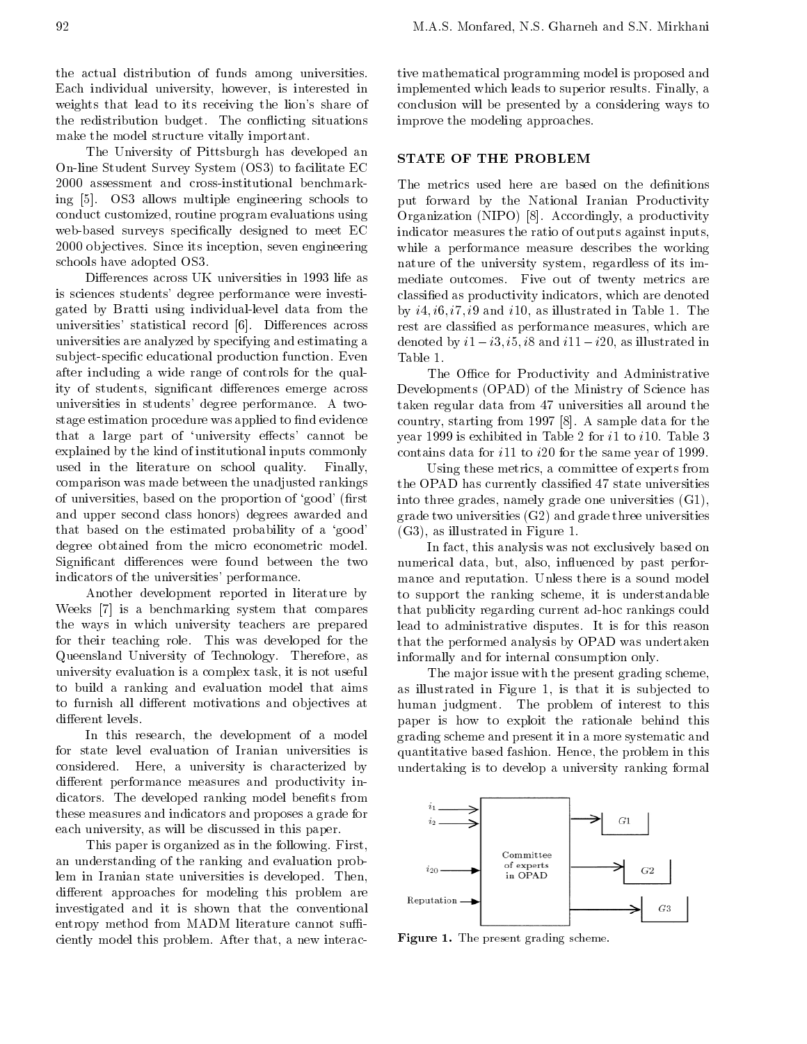the actual distribution of funds among universities. Each individual university, however, is interested in weights that lead to its receiving the lion's share of the redistribution budget. The conflicting situations make the model structure vitally important.

The University of Pittsburgh has developed an On-line Student Survey System (OS3) to facilitate EC 2000 assessment and cross-institutional benchmarking [5]. OS3 allows multiple engineering schools to conduct customized, routine program evaluations using web-based surveys specifically designed to meet EC 2000 objectives. Since its inception, seven engineering schools have adopted OS3.

Differences across UK universities in 1993 life as is sciences students' degree performance were investigated by Bratti using individual-level data from the universities' statistical record [6]. Differences across universities are analyzed by specifying and estimating a subject-specific educational production function. Even after including a wide range of controls for the quality of students, significant differences emerge across universities in students' degree performance. A two-stage estimation procedure was applied to find evidence that a large part of 'university effects' cannot be explained by the kind of institutional inputs commonly used in the literature on school quality. Finally, comparison was made between the unadjusted rankings of universities, based on the proportion of 'good' (first and upper second class honors) degrees awarded and that based on the estimated probability of a 'good' degree obtained from the micro econometric model. Significant differences were found between the two indicators of the universities' performance.

Another development reported in literature by Weeks [7] is a benchmarking system that compares the ways in which university teachers are prepared for their teaching role. This was developed for the Queensland University of Technology. Therefore, as university evaluation is a complex task, it is not useful to build a ranking and evaluation model that aims to furnish all different motivations and objectives at different levels.

In this research, the development of a model for state level evaluation of Iranian universities is considered. Here, a university is characterized by different performance measures and productivity indicators. The developed ranking model benefits from these measures and indicators and proposes a grade for each university, as will be discussed in this paper.

This paper is organized as in the following. First, an understanding of the ranking and evaluation problem in Iranian state universities is developed. Then, different approaches for modeling this problem are investigated and it is shown that the conventional entropy method from MADM literature cannot sufficiently model this problem. After that, a new interactive mathematical programming model is proposed and implemented which leads to superior results. Finally, a conclusion will be presented by a considering ways to improve the modeling approaches.

## STATE OF THE PROBLEM

The metrics used here are based on the definitions put forward by the National Iranian Productivity Organization (NIPO) [8]. Accordingly, a productivity indicator measures the ratio of outputs against inputs, while a performance measure describes the working nature of the university system, regardless of its immediate outcomes. Five out of twenty metrics are classified as productivity indicators, which are denoted by $i4, i6, i7, i9$ and $i10$, as illustrated in Table 1. The rest are classified as performance measures, which are denoted by $i1 - i3, i5, i8$ and $i11 - i20$, as illustrated in Table 1.

The Office for Productivity and Administrative Developments (OPAD) of the Ministry of Science has taken regular data from 47 universities all around the country, starting from 1997 [8]. A sample data for the year 1999 is exhibited in Table 2 for $i1$ to $i10$. Table 3 contains data for $i11$ to $i20$ for the same year of 1999.

Using these metrics, a committee of experts from the OPAD has currently classified 47 state universities into three grades, namely grade one universities (G1), grade two universities (G2) and grade three universities (G3), as illustrated in Figure 1.

In fact, this analysis was not exclusively based on numerical data, but, also, influenced by past performance and reputation. Unless there is a sound model to support the ranking scheme, it is understandable that publicity regarding current ad-hoc rankings could lead to administrative disputes. It is for this reason that the performed analysis by OPAD was undertaken informally and for internal consumption only.

The major issue with the present grading scheme, as illustrated in Figure 1, is that it is subjected to human judgment. The problem of interest to this paper is how to exploit the rationale behind this grading scheme and present it in a more systematic and quantitative based fashion. Hence, the problem in this undertaking is to develop a university ranking formal

**Figure 1.** The present grading scheme.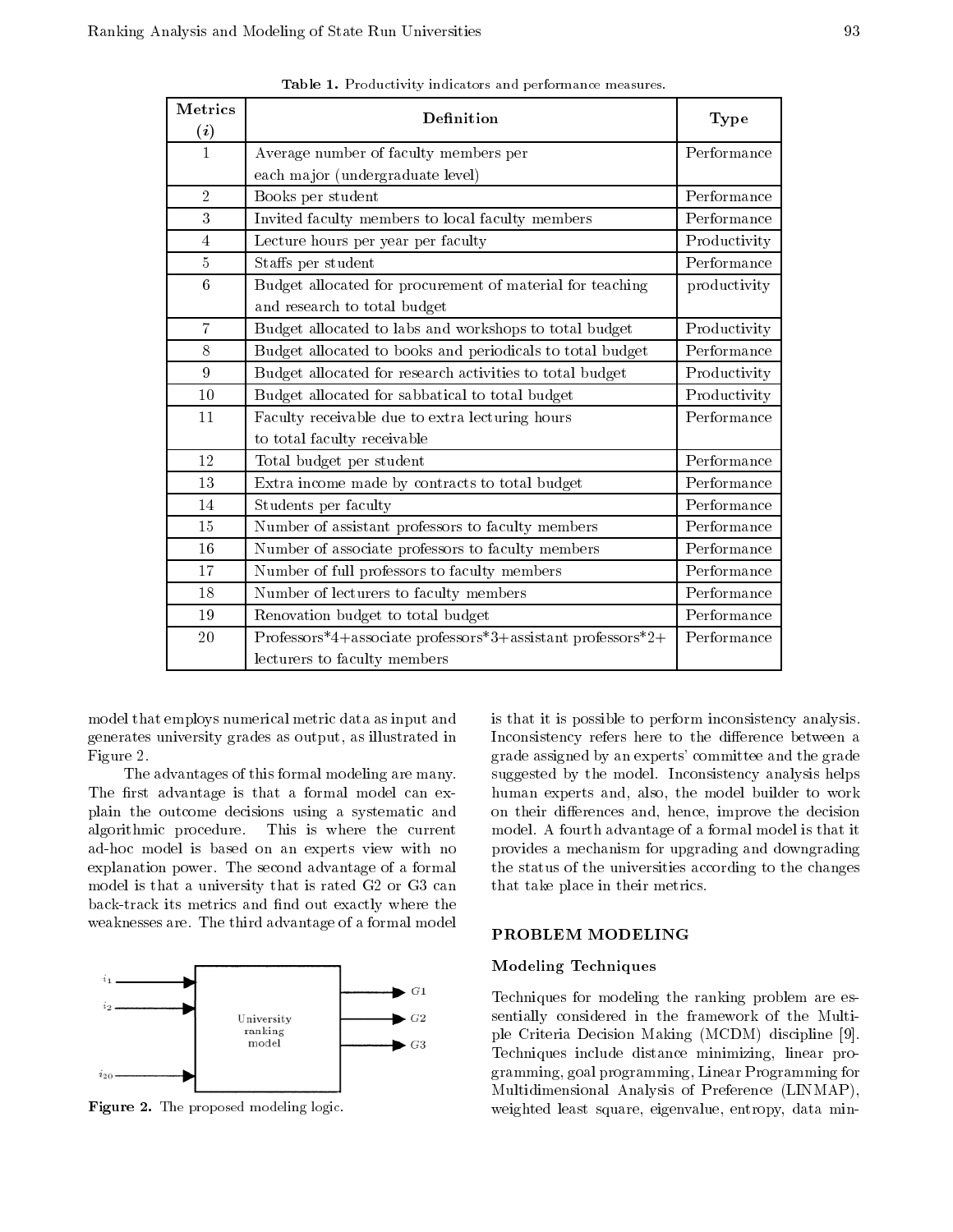Table 1. Productivity indicators and performance measures.

| Metrics ($i$) | Definition | Type |
|---|---|---|
| 1 | Average number of faculty members per each major (undergraduate level) | Performance |
| 2 | Books per student | Performance |
| 3 | Invited faculty members to local faculty members | Performance |
| 4 | Lecture hours per year per faculty | Productivity |
| 5 | Staffs per student | Performance |
| 6 | Budget allocated for procurement of material for teaching and research to total budget | productivity |
| 7 | Budget allocated to labs and workshops to total budget | Productivity |
| 8 | Budget allocated to books and periodicals to total budget | Performance |
| 9 | Budget allocated for research activities to total budget | Productivity |
| 10 | Budget allocated for sabbatical to total budget | Productivity |
| 11 | Faculty receivable due to extra lecturing hours to total faculty receivable | Performance |
| 12 | Total budget per student | Performance |
| 13 | Extra income made by contracts to total budget | Performance |
| 14 | Students per faculty | Performance |
| 15 | Number of assistant professors to faculty members | Performance |
| 16 | Number of associate professors to faculty members | Performance |
| 17 | Number of full professors to faculty members | Performance |
| 18 | Number of lecturers to faculty members | Performance |
| 19 | Renovation budget to total budget | Performance |
| 20 | Professors*4+associate professors*3+assistant professors*2+ lecturers to faculty members | Performance |

model that employs numerical metric data as input and generates university grades as output, as illustrated in Figure 2.

The advantages of this formal modeling are many. The first advantage is that a formal model can explain the outcome decisions using a systematic and algorithmic procedure. This is where the current ad-hoc model is based on an experts view with no explanation power. The second advantage of a formal model is that a university that is rated G2 or G3 can back-track its metrics and find out exactly where the weaknesses are. The third advantage of a formal model is that it is possible to perform inconsistency analysis. Inconsistency refers here to the difference between a grade assigned by an experts' committee and the grade suggested by the model. Inconsistency analysis helps human experts and, also, the model builder to work on their differences and, hence, improve the decision model. A fourth advantage of a formal model is that it provides a mechanism for upgrading and downgrading the status of the universities according to the changes that take place in their metrics.

$i_1$ → $i_2$ → ... $i_{20}$ → [University ranking model] → $G1$, $G2$, $G3$

Figure 2. The proposed modeling logic.

## PROBLEM MODELING

### Modeling Techniques

Techniques for modeling the ranking problem are essentially considered in the framework of the Multiple Criteria Decision Making (MCDM) discipline [9]. Techniques include distance minimizing, linear programming, goal programming, Linear Programming for Multidimensional Analysis of Preference (LINMAP), weighted least square, eigenvalue, entropy, data min-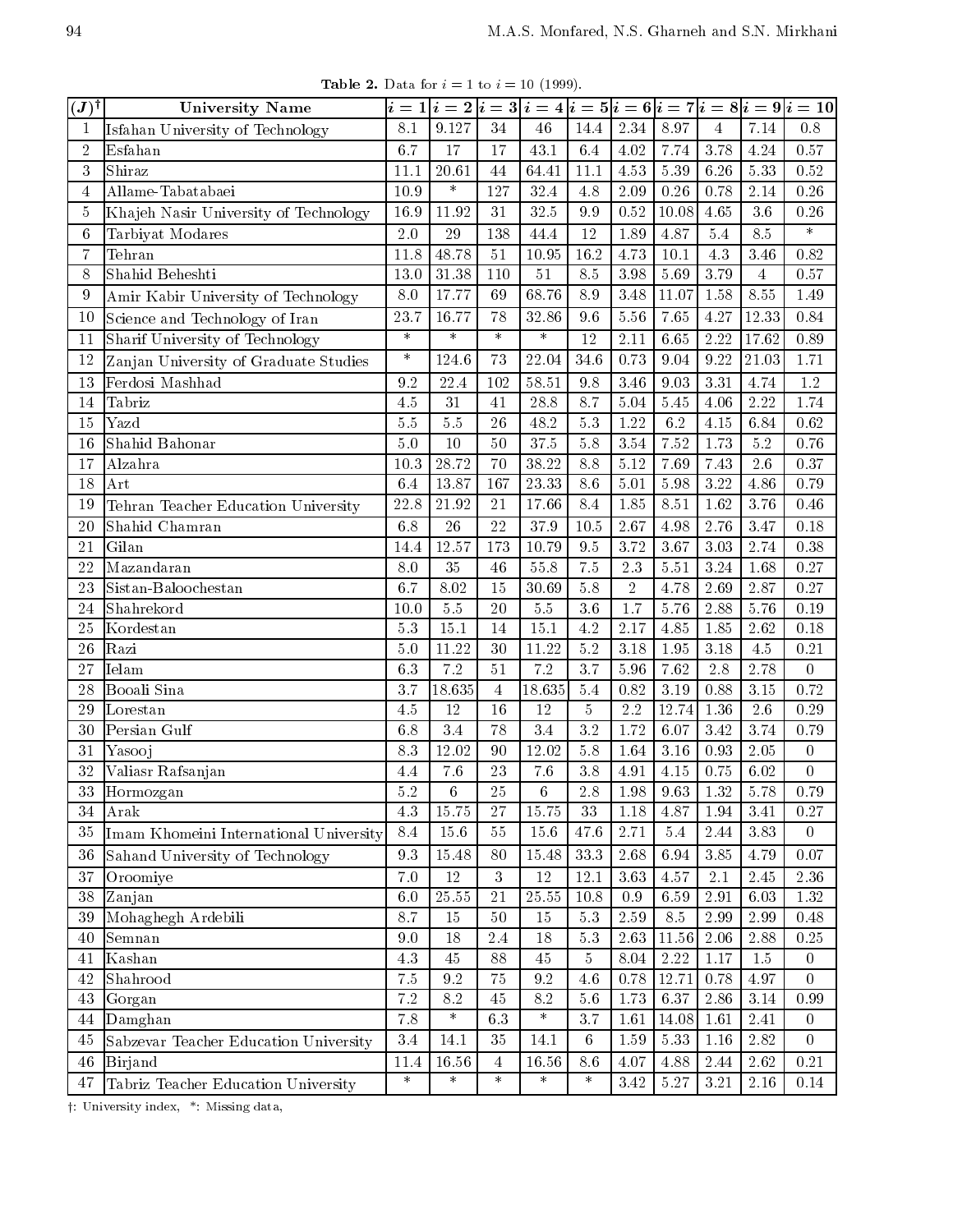**Table 2.** Data for $i = 1$ to $i = 10$ (1999).

| $(J)^{\dagger}$ | University Name | $i=1$ | $i=2$ | $i=3$ | $i=4$ | $i=5$ | $i=6$ | $i=7$ | $i=8$ | $i=9$ | $i=10$ |
|---|---|---|---|---|---|---|---|---|---|---|---|
| 1 | Isfahan University of Technology | 8.1 | 9.127 | 34 | 46 | 14.4 | 2.34 | 8.97 | 4 | 7.14 | 0.8 |
| 2 | Esfahan | 6.7 | 17 | 17 | 43.1 | 6.4 | 4.02 | 7.74 | 3.78 | 4.24 | 0.57 |
| 3 | Shiraz | 11.1 | 20.61 | 44 | 64.41 | 11.1 | 4.53 | 5.39 | 6.26 | 5.33 | 0.52 |
| 4 | Allame-Tabatabaei | 10.9 | * | 127 | 32.4 | 4.8 | 2.09 | 0.26 | 0.78 | 2.14 | 0.26 |
| 5 | Khajeh Nasir University of Technology | 16.9 | 11.92 | 31 | 32.5 | 9.9 | 0.52 | 10.08 | 4.65 | 3.6 | 0.26 |
| 6 | Tarbiyat Modares | 2.0 | 29 | 138 | 44.4 | 12 | 1.89 | 4.87 | 5.4 | 8.5 | * |
| 7 | Tehran | 11.8 | 48.78 | 51 | 10.95 | 16.2 | 4.73 | 10.1 | 4.3 | 3.46 | 0.82 |
| 8 | Shahid Beheshti | 13.0 | 31.38 | 110 | 51 | 8.5 | 3.98 | 5.69 | 3.79 | 4 | 0.57 |
| 9 | Amir Kabir University of Technology | 8.0 | 17.77 | 69 | 68.76 | 8.9 | 3.48 | 11.07 | 1.58 | 8.55 | 1.49 |
| 10 | Science and Technology of Iran | 23.7 | 16.77 | 78 | 32.86 | 9.6 | 5.56 | 7.65 | 4.27 | 12.33 | 0.84 |
| 11 | Sharif University of Technology | * | * | * | * | 12 | 2.11 | 6.65 | 2.22 | 17.62 | 0.89 |
| 12 | Zanjan University of Graduate Studies | * | 124.6 | 73 | 22.04 | 34.6 | 0.73 | 9.04 | 9.22 | 21.03 | 1.71 |
| 13 | Ferdosi Mashhad | 9.2 | 22.4 | 102 | 58.51 | 9.8 | 3.46 | 9.03 | 3.31 | 4.74 | 1.2 |
| 14 | Tabriz | 4.5 | 31 | 41 | 28.8 | 8.7 | 5.04 | 5.45 | 4.06 | 2.22 | 1.74 |
| 15 | Yazd | 5.5 | 5.5 | 26 | 48.2 | 5.3 | 1.22 | 6.2 | 4.15 | 6.84 | 0.62 |
| 16 | Shahid Bahonar | 5.0 | 10 | 50 | 37.5 | 5.8 | 3.54 | 7.52 | 1.73 | 5.2 | 0.76 |
| 17 | Alzahra | 10.3 | 28.72 | 70 | 38.22 | 8.8 | 5.12 | 7.69 | 7.43 | 2.6 | 0.37 |
| 18 | Art | 6.4 | 13.87 | 167 | 23.33 | 8.6 | 5.01 | 5.98 | 3.22 | 4.86 | 0.79 |
| 19 | Tehran Teacher Education University | 22.8 | 21.92 | 21 | 17.66 | 8.4 | 1.85 | 8.51 | 1.62 | 3.76 | 0.46 |
| 20 | Shahid Chamran | 6.8 | 26 | 22 | 37.9 | 10.5 | 2.67 | 4.98 | 2.76 | 3.47 | 0.18 |
| 21 | Gilan | 14.4 | 12.57 | 173 | 10.79 | 9.5 | 3.72 | 3.67 | 3.03 | 2.74 | 0.38 |
| 22 | Mazandaran | 8.0 | 35 | 46 | 55.8 | 7.5 | 2.3 | 5.51 | 3.24 | 1.68 | 0.27 |
| 23 | Sistan-Baloochestan | 6.7 | 8.02 | 15 | 30.69 | 5.8 | 2 | 4.78 | 2.69 | 2.87 | 0.27 |
| 24 | Shahrekord | 10.0 | 5.5 | 20 | 5.5 | 3.6 | 1.7 | 5.76 | 2.88 | 5.76 | 0.19 |
| 25 | Kordestan | 5.3 | 15.1 | 14 | 15.1 | 4.2 | 2.17 | 4.85 | 1.85 | 2.62 | 0.18 |
| 26 | Razi | 5.0 | 11.22 | 30 | 11.22 | 5.2 | 3.18 | 1.95 | 3.18 | 4.5 | 0.21 |
| 27 | Ielam | 6.3 | 7.2 | 51 | 7.2 | 3.7 | 5.96 | 7.62 | 2.8 | 2.78 | 0 |
| 28 | Booali Sina | 3.7 | 18.635 | 4 | 18.635 | 5.4 | 0.82 | 3.19 | 0.88 | 3.15 | 0.72 |
| 29 | Lorestan | 4.5 | 12 | 16 | 12 | 5 | 2.2 | 12.74 | 1.36 | 2.6 | 0.29 |
| 30 | Persian Gulf | 6.8 | 3.4 | 78 | 3.4 | 3.2 | 1.72 | 6.07 | 3.42 | 3.74 | 0.79 |
| 31 | Yasooj | 8.3 | 12.02 | 90 | 12.02 | 5.8 | 1.64 | 3.16 | 0.93 | 2.05 | 0 |
| 32 | Valiasr Rafsanjan | 4.4 | 7.6 | 23 | 7.6 | 3.8 | 4.91 | 4.15 | 0.75 | 6.02 | 0 |
| 33 | Hormozgan | 5.2 | 6 | 25 | 6 | 2.8 | 1.98 | 9.63 | 1.32 | 5.78 | 0.79 |
| 34 | Arak | 4.3 | 15.75 | 27 | 15.75 | 33 | 1.18 | 4.87 | 1.94 | 3.41 | 0.27 |
| 35 | Imam Khomeini International University | 8.4 | 15.6 | 55 | 15.6 | 47.6 | 2.71 | 5.4 | 2.44 | 3.83 | 0 |
| 36 | Sahand University of Technology | 9.3 | 15.48 | 80 | 15.48 | 33.3 | 2.68 | 6.94 | 3.85 | 4.79 | 0.07 |
| 37 | Oroomiye | 7.0 | 12 | 3 | 12 | 12.1 | 3.63 | 4.57 | 2.1 | 2.45 | 2.36 |
| 38 | Zanjan | 6.0 | 25.55 | 21 | 25.55 | 10.8 | 0.9 | 6.59 | 2.91 | 6.03 | 1.32 |
| 39 | Mohaghegh Ardebili | 8.7 | 15 | 50 | 15 | 5.3 | 2.59 | 8.5 | 2.99 | 2.99 | 0.48 |
| 40 | Semnan | 9.0 | 18 | 2.4 | 18 | 5.3 | 2.63 | 11.56 | 2.06 | 2.88 | 0.25 |
| 41 | Kashan | 4.3 | 45 | 88 | 45 | 5 | 8.04 | 2.22 | 1.17 | 1.5 | 0 |
| 42 | Shahrood | 7.5 | 9.2 | 75 | 9.2 | 4.6 | 0.78 | 12.71 | 0.78 | 4.97 | 0 |
| 43 | Gorgan | 7.2 | 8.2 | 45 | 8.2 | 5.6 | 1.73 | 6.37 | 2.86 | 3.14 | 0.99 |
| 44 | Damghan | 7.8 | * | 6.3 | * | 3.7 | 1.61 | 14.08 | 1.61 | 2.41 | 0 |
| 45 | Sabzevar Teacher Education University | 3.4 | 14.1 | 35 | 14.1 | 6 | 1.59 | 5.33 | 1.16 | 2.82 | 0 |
| 46 | Birjand | 11.4 | 16.56 | 4 | 16.56 | 8.6 | 4.07 | 4.88 | 2.44 | 2.62 | 0.21 |
| 47 | Tabriz Teacher Education University | * | * | * | * | * | 3.42 | 5.27 | 3.21 | 2.16 | 0.14 |

†: University index, *: Missing data,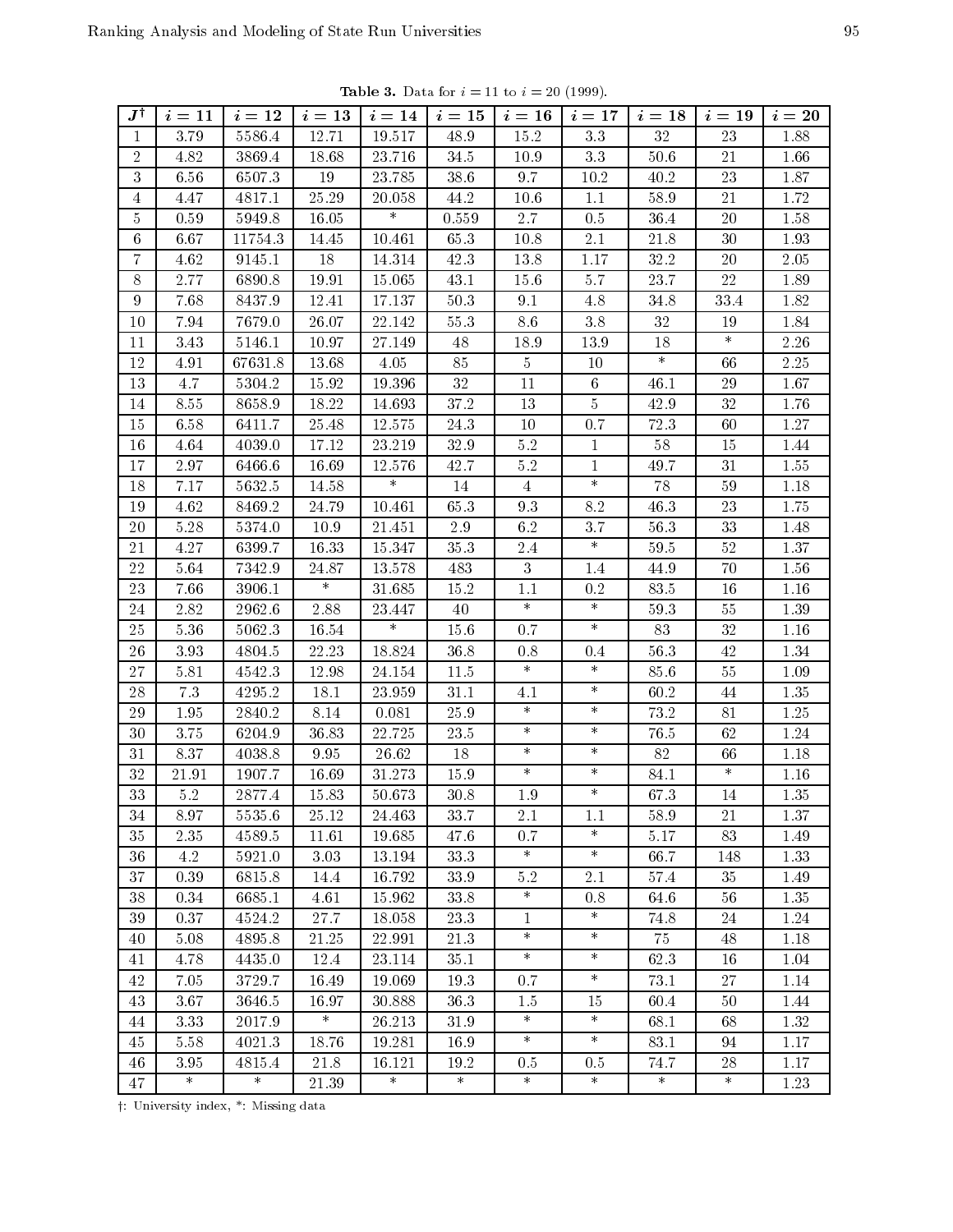**Table 3.** Data for $i = 11$ to $i = 20$ (1999).

| $J^{\dagger}$ | $i = 11$ | $i = 12$ | $i = 13$ | $i = 14$ | $i = 15$ | $i = 16$ | $i = 17$ | $i = 18$ | $i = 19$ | $i = 20$ |
|---|---|---|---|---|---|---|---|---|---|---|
| 1 | 3.79 | 5586.4 | 12.71 | 19.517 | 48.9 | 15.2 | 3.3 | 32 | 23 | 1.88 |
| 2 | 4.82 | 3869.4 | 18.68 | 23.716 | 34.5 | 10.9 | 3.3 | 50.6 | 21 | 1.66 |
| 3 | 6.56 | 6507.3 | 19 | 23.785 | 38.6 | 9.7 | 10.2 | 40.2 | 23 | 1.87 |
| 4 | 4.47 | 4817.1 | 25.29 | 20.058 | 44.2 | 10.6 | 1.1 | 58.9 | 21 | 1.72 |
| 5 | 0.59 | 5949.8 | 16.05 | * | 0.559 | 2.7 | 0.5 | 36.4 | 20 | 1.58 |
| 6 | 6.67 | 11754.3 | 14.45 | 10.461 | 65.3 | 10.8 | 2.1 | 21.8 | 30 | 1.93 |
| 7 | 4.62 | 9145.1 | 18 | 14.314 | 42.3 | 13.8 | 1.17 | 32.2 | 20 | 2.05 |
| 8 | 2.77 | 6890.8 | 19.91 | 15.065 | 43.1 | 15.6 | 5.7 | 23.7 | 22 | 1.89 |
| 9 | 7.68 | 8437.9 | 12.41 | 17.137 | 50.3 | 9.1 | 4.8 | 34.8 | 33.4 | 1.82 |
| 10 | 7.94 | 7679.0 | 26.07 | 22.142 | 55.3 | 8.6 | 3.8 | 32 | 19 | 1.84 |
| 11 | 3.43 | 5146.1 | 10.97 | 27.149 | 48 | 18.9 | 13.9 | 18 | * | 2.26 |
| 12 | 4.91 | 67631.8 | 13.68 | 4.05 | 85 | 5 | 10 | * | 66 | 2.25 |
| 13 | 4.7 | 5304.2 | 15.92 | 19.396 | 32 | 11 | 6 | 46.1 | 29 | 1.67 |
| 14 | 8.55 | 8658.9 | 18.22 | 14.693 | 37.2 | 13 | 5 | 42.9 | 32 | 1.76 |
| 15 | 6.58 | 6411.7 | 25.48 | 12.575 | 24.3 | 10 | 0.7 | 72.3 | 60 | 1.27 |
| 16 | 4.64 | 4039.0 | 17.12 | 23.219 | 32.9 | 5.2 | 1 | 58 | 15 | 1.44 |
| 17 | 2.97 | 6466.6 | 16.69 | 12.576 | 42.7 | 5.2 | 1 | 49.7 | 31 | 1.55 |
| 18 | 7.17 | 5632.5 | 14.58 | * | 14 | 4 | * | 78 | 59 | 1.18 |
| 19 | 4.62 | 8469.2 | 24.79 | 10.461 | 65.3 | 9.3 | 8.2 | 46.3 | 23 | 1.75 |
| 20 | 5.28 | 5374.0 | 10.9 | 21.451 | 2.9 | 6.2 | 3.7 | 56.3 | 33 | 1.48 |
| 21 | 4.27 | 6399.7 | 16.33 | 15.347 | 35.3 | 2.4 | * | 59.5 | 52 | 1.37 |
| 22 | 5.64 | 7342.9 | 24.87 | 13.578 | 483 | 3 | 1.4 | 44.9 | 70 | 1.56 |
| 23 | 7.66 | 3906.1 | * | 31.685 | 15.2 | 1.1 | 0.2 | 83.5 | 16 | 1.16 |
| 24 | 2.82 | 2962.6 | 2.88 | 23.447 | 40 | * | * | 59.3 | 55 | 1.39 |
| 25 | 5.36 | 5062.3 | 16.54 | * | 15.6 | 0.7 | * | 83 | 32 | 1.16 |
| 26 | 3.93 | 4804.5 | 22.23 | 18.824 | 36.8 | 0.8 | 0.4 | 56.3 | 42 | 1.34 |
| 27 | 5.81 | 4542.3 | 12.98 | 24.154 | 11.5 | * | * | 85.6 | 55 | 1.09 |
| 28 | 7.3 | 4295.2 | 18.1 | 23.959 | 31.1 | 4.1 | * | 60.2 | 44 | 1.35 |
| 29 | 1.95 | 2840.2 | 8.14 | 0.081 | 25.9 | * | * | 73.2 | 81 | 1.25 |
| 30 | 3.75 | 6204.9 | 36.83 | 22.725 | 23.5 | * | * | 76.5 | 62 | 1.24 |
| 31 | 8.37 | 4038.8 | 9.95 | 26.62 | 18 | * | * | 82 | 66 | 1.18 |
| 32 | 21.91 | 1907.7 | 16.69 | 31.273 | 15.9 | * | * | 84.1 | * | 1.16 |
| 33 | 5.2 | 2877.4 | 15.83 | 50.673 | 30.8 | 1.9 | * | 67.3 | 14 | 1.35 |
| 34 | 8.97 | 5535.6 | 25.12 | 24.463 | 33.7 | 2.1 | 1.1 | 58.9 | 21 | 1.37 |
| 35 | 2.35 | 4589.5 | 11.61 | 19.685 | 47.6 | 0.7 | * | 5.17 | 83 | 1.49 |
| 36 | 4.2 | 5921.0 | 3.03 | 13.194 | 33.3 | * | * | 66.7 | 148 | 1.33 |
| 37 | 0.39 | 6815.8 | 14.4 | 16.792 | 33.9 | 5.2 | 2.1 | 57.4 | 35 | 1.49 |
| 38 | 0.34 | 6685.1 | 4.61 | 15.962 | 33.8 | * | 0.8 | 64.6 | 56 | 1.35 |
| 39 | 0.37 | 4524.2 | 27.7 | 18.058 | 23.3 | 1 | * | 74.8 | 24 | 1.24 |
| 40 | 5.08 | 4895.8 | 21.25 | 22.991 | 21.3 | * | * | 75 | 48 | 1.18 |
| 41 | 4.78 | 4435.0 | 12.4 | 23.114 | 35.1 | * | * | 62.3 | 16 | 1.04 |
| 42 | 7.05 | 3729.7 | 16.49 | 19.069 | 19.3 | 0.7 | * | 73.1 | 27 | 1.14 |
| 43 | 3.67 | 3646.5 | 16.97 | 30.888 | 36.3 | 1.5 | 15 | 60.4 | 50 | 1.44 |
| 44 | 3.33 | 2017.9 | * | 26.213 | 31.9 | * | * | 68.1 | 68 | 1.32 |
| 45 | 5.58 | 4021.3 | 18.76 | 19.281 | 16.9 | * | * | 83.1 | 94 | 1.17 |
| 46 | 3.95 | 4815.4 | 21.8 | 16.121 | 19.2 | 0.5 | 0.5 | 74.7 | 28 | 1.17 |
| 47 | * | * | 21.39 | * | * | * | * | * | * | 1.23 |

†: University index, *: Missing data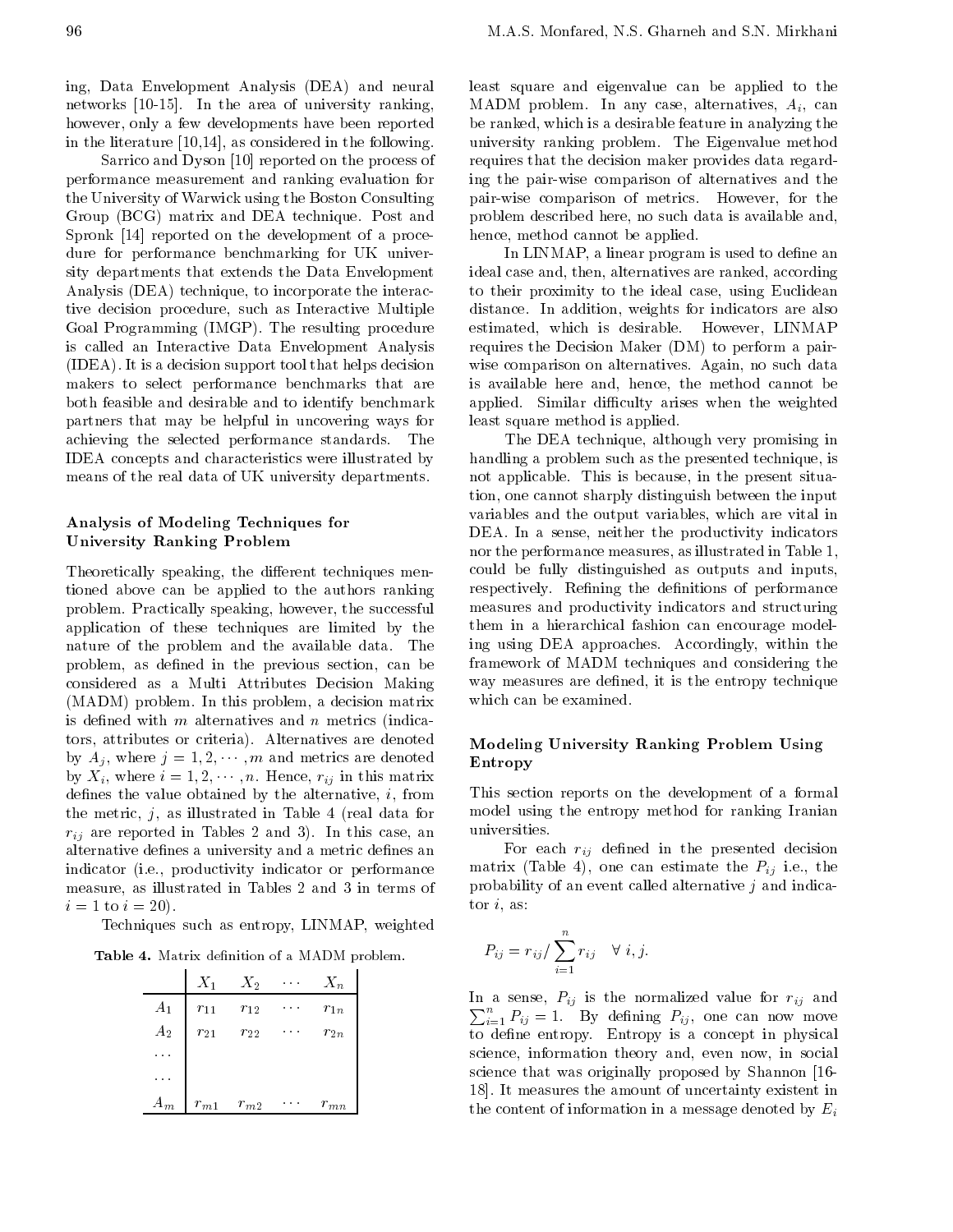ing, Data Envelopment Analysis (DEA) and neural networks [10-15]. In the area of university ranking, however, only a few developments have been reported in the literature [10,14], as considered in the following.

Sarrico and Dyson [10] reported on the process of performance measurement and ranking evaluation for the University of Warwick using the Boston Consulting Group (BCG) matrix and DEA technique. Post and Spronk [14] reported on the development of a procedure for performance benchmarking for UK university departments that extends the Data Envelopment Analysis (DEA) technique, to incorporate the interactive decision procedure, such as Interactive Multiple Goal Programming (IMGP). The resulting procedure is called an Interactive Data Envelopment Analysis (IDEA). It is a decision support tool that helps decision makers to select performance benchmarks that are both feasible and desirable and to identify benchmark partners that may be helpful in uncovering ways for achieving the selected performance standards. The IDEA concepts and characteristics were illustrated by means of the real data of UK university departments.

## Analysis of Modeling Techniques for University Ranking Problem

Theoretically speaking, the different techniques mentioned above can be applied to the authors ranking problem. Practically speaking, however, the successful application of these techniques are limited by the nature of the problem and the available data. The problem, as defined in the previous section, can be considered as a Multi Attributes Decision Making (MADM) problem. In this problem, a decision matrix is defined with $m$ alternatives and $n$ metrics (indicators, attributes or criteria). Alternatives are denoted by $A_j$, where $j = 1, 2, \cdots, m$ and metrics are denoted by $X_i$, where $i = 1, 2, \cdots, n$. Hence, $r_{ij}$ in this matrix defines the value obtained by the alternative, $i$, from the metric, $j$, as illustrated in Table 4 (real data for $r_{ij}$ are reported in Tables 2 and 3). In this case, an alternative defines a university and a metric defines an indicator (i.e., productivity indicator or performance measure, as illustrated in Tables 2 and 3 in terms of $i = 1$ to $i = 20$).

Techniques such as entropy, LINMAP, weighted

**Table 4.** Matrix definition of a MADM problem.

| | $X_1$ | $X_2$ | $\cdots$ | $X_n$ |
|---|---|---|---|---|
| $A_1$ | $r_{11}$ | $r_{12}$ | $\cdots$ | $r_{1n}$ |
| $A_2$ | $r_{21}$ | $r_{22}$ | $\cdots$ | $r_{2n}$ |
| $\cdots$ | | | | |
| $\cdots$ | | | | |
| $A_m$ | $r_{m1}$ | $r_{m2}$ | $\cdots$ | $r_{mn}$ |

least square and eigenvalue can be applied to the MADM problem. In any case, alternatives, $A_i$, can be ranked, which is a desirable feature in analyzing the university ranking problem. The Eigenvalue method requires that the decision maker provides data regarding the pair-wise comparison of alternatives and the pair-wise comparison of metrics. However, for the problem described here, no such data is available and, hence, method cannot be applied.

In LINMAP, a linear program is used to define an ideal case and, then, alternatives are ranked, according to their proximity to the ideal case, using Euclidean distance. In addition, weights for indicators are also estimated, which is desirable. However, LINMAP requires the Decision Maker (DM) to perform a pair-wise comparison on alternatives. Again, no such data is available here and, hence, the method cannot be applied. Similar difficulty arises when the weighted least square method is applied.

The DEA technique, although very promising in handling a problem such as the presented technique, is not applicable. This is because, in the present situation, one cannot sharply distinguish between the input variables and the output variables, which are vital in DEA. In a sense, neither the productivity indicators nor the performance measures, as illustrated in Table 1, could be fully distinguished as outputs and inputs, respectively. Refining the definitions of performance measures and productivity indicators and structuring them in a hierarchical fashion can encourage modeling using DEA approaches. Accordingly, within the framework of MADM techniques and considering the way measures are defined, it is the entropy technique which can be examined.

## Modeling University Ranking Problem Using Entropy

This section reports on the development of a formal model using the entropy method for ranking Iranian universities.

For each $r_{ij}$ defined in the presented decision matrix (Table 4), one can estimate the $P_{ij}$ i.e., the probability of an event called alternative $j$ and indicator $i$, as:

$$P_{ij} = r_{ij} / \sum_{i=1}^{n} r_{ij} \quad \forall \; i, j.$$

In a sense, $P_{ij}$ is the normalized value for $r_{ij}$ and $\sum_{i=1}^{n} P_{ij} = 1$. By defining $P_{ij}$, one can now move to define entropy. Entropy is a concept in physical science, information theory and, even now, in social science that was originally proposed by Shannon [16-18]. It measures the amount of uncertainty existent in the content of information in a message denoted by $E_i$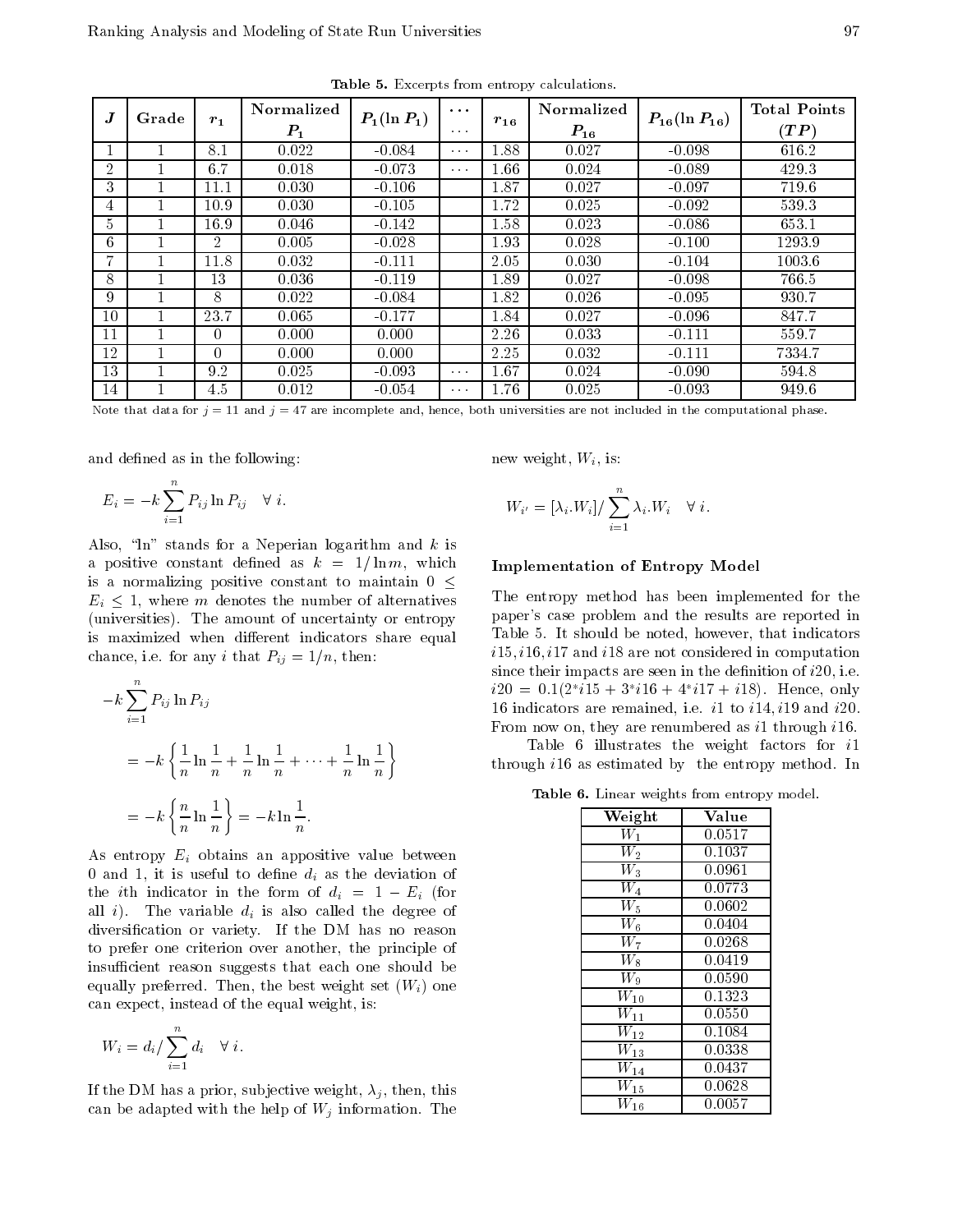**Table 5.** Excerpts from entropy calculations.

| $J$ | Grade | $r_1$ | Normalized $P_1$ | $P_1(\ln P_1)$ | $\cdots$ | $r_{16}$ | Normalized $P_{16}$ | $P_{16}(\ln P_{16})$ | Total Points $(TP)$ |
|---|---|---|---|---|---|---|---|---|---|
| 1 | 1 | 8.1 | 0.022 | -0.084 | $\cdots$ | 1.88 | 0.027 | -0.098 | 616.2 |
| 2 | 1 | 6.7 | 0.018 | -0.073 | $\cdots$ | 1.66 | 0.024 | -0.089 | 429.3 |
| 3 | 1 | 11.1 | 0.030 | -0.106 | | 1.87 | 0.027 | -0.097 | 719.6 |
| 4 | 1 | 10.9 | 0.030 | -0.105 | | 1.72 | 0.025 | -0.092 | 539.3 |
| 5 | 1 | 16.9 | 0.046 | -0.142 | | 1.58 | 0.023 | -0.086 | 653.1 |
| 6 | 1 | 2 | 0.005 | -0.028 | | 1.93 | 0.028 | -0.100 | 1293.9 |
| 7 | 1 | 11.8 | 0.032 | -0.111 | | 2.05 | 0.030 | -0.104 | 1003.6 |
| 8 | 1 | 13 | 0.036 | -0.119 | | 1.89 | 0.027 | -0.098 | 766.5 |
| 9 | 1 | 8 | 0.022 | -0.084 | | 1.82 | 0.026 | -0.095 | 930.7 |
| 10 | 1 | 23.7 | 0.065 | -0.177 | | 1.84 | 0.027 | -0.096 | 847.7 |
| 11 | 1 | 0 | 0.000 | 0.000 | | 2.26 | 0.033 | -0.111 | 559.7 |
| 12 | 1 | 0 | 0.000 | 0.000 | | 2.25 | 0.032 | -0.111 | 7334.7 |
| 13 | 1 | 9.2 | 0.025 | -0.093 | $\cdots$ | 1.67 | 0.024 | -0.090 | 594.8 |
| 14 | 1 | 4.5 | 0.012 | -0.054 | $\cdots$ | 1.76 | 0.025 | -0.093 | 949.6 |

Note that data for $j = 11$ and $j = 47$ are incomplete and, hence, both universities are not included in the computational phase.

and defined as in the following:

$$E_i = -k \sum_{i=1}^{n} P_{ij} \ln P_{ij} \quad \forall\, i.$$

Also, "ln" stands for a Neperian logarithm and $k$ is a positive constant defined as $k = 1/\ln m$, which is a normalizing positive constant to maintain $0 \leq E_i \leq 1$, where $m$ denotes the number of alternatives (universities). The amount of uncertainty or entropy is maximized when different indicators share equal chance, i.e. for any $i$ that $P_{ij} = 1/n$, then:

$$-k \sum_{i=1}^{n} P_{ij} \ln P_{ij}$$

$$= -k \left\{ \frac{1}{n} \ln \frac{1}{n} + \frac{1}{n} \ln \frac{1}{n} + \cdots + \frac{1}{n} \ln \frac{1}{n} \right\}$$

$$= -k \left\{ \frac{n}{n} \ln \frac{1}{n} \right\} = -k \ln \frac{1}{n}.$$

As entropy $E_i$ obtains an appositive value between 0 and 1, it is useful to define $d_i$ as the deviation of the $i$th indicator in the form of $d_i = 1 - E_i$ (for all $i$). The variable $d_i$ is also called the degree of diversification or variety. If the DM has no reason to prefer one criterion over another, the principle of insufficient reason suggests that each one should be equally preferred. Then, the best weight set $(W_i)$ one can expect, instead of the equal weight, is:

$$W_i = d_i / \sum_{i=1}^{n} d_i \quad \forall\, i.$$

If the DM has a prior, subjective weight, $\lambda_j$, then, this can be adapted with the help of $W_j$ information. The new weight, $W_i$, is:

$$W_{i'} = [\lambda_i . W_i] / \sum_{i=1}^{n} \lambda_i . W_i \quad \forall\, i.$$

### Implementation of Entropy Model

The entropy method has been implemented for the paper's case problem and the results are reported in Table 5. It should be noted, however, that indicators $i15, i16, i17$ and $i18$ are not considered in computation since their impacts are seen in the definition of $i20$, i.e. $i20 = 0.1(2^*i15 + 3^*i16 + 4^*i17 + i18)$. Hence, only 16 indicators are remained, i.e. $i1$ to $i14$, $i19$ and $i20$. From now on, they are renumbered as $i1$ through $i16$.

Table 6 illustrates the weight factors for $i1$ through $i16$ as estimated by the entropy method. In

**Table 6.** Linear weights from entropy model.

| Weight | Value |
|---|---|
| $W_1$ | 0.0517 |
| $W_2$ | 0.1037 |
| $W_3$ | 0.0961 |
| $W_4$ | 0.0773 |
| $W_5$ | 0.0602 |
| $W_6$ | 0.0404 |
| $W_7$ | 0.0268 |
| $W_8$ | 0.0419 |
| $W_9$ | 0.0590 |
| $W_{10}$ | 0.1323 |
| $W_{11}$ | 0.0550 |
| $W_{12}$ | 0.1084 |
| $W_{13}$ | 0.0338 |
| $W_{14}$ | 0.0437 |
| $W_{15}$ | 0.0628 |
| $W_{16}$ | 0.0057 |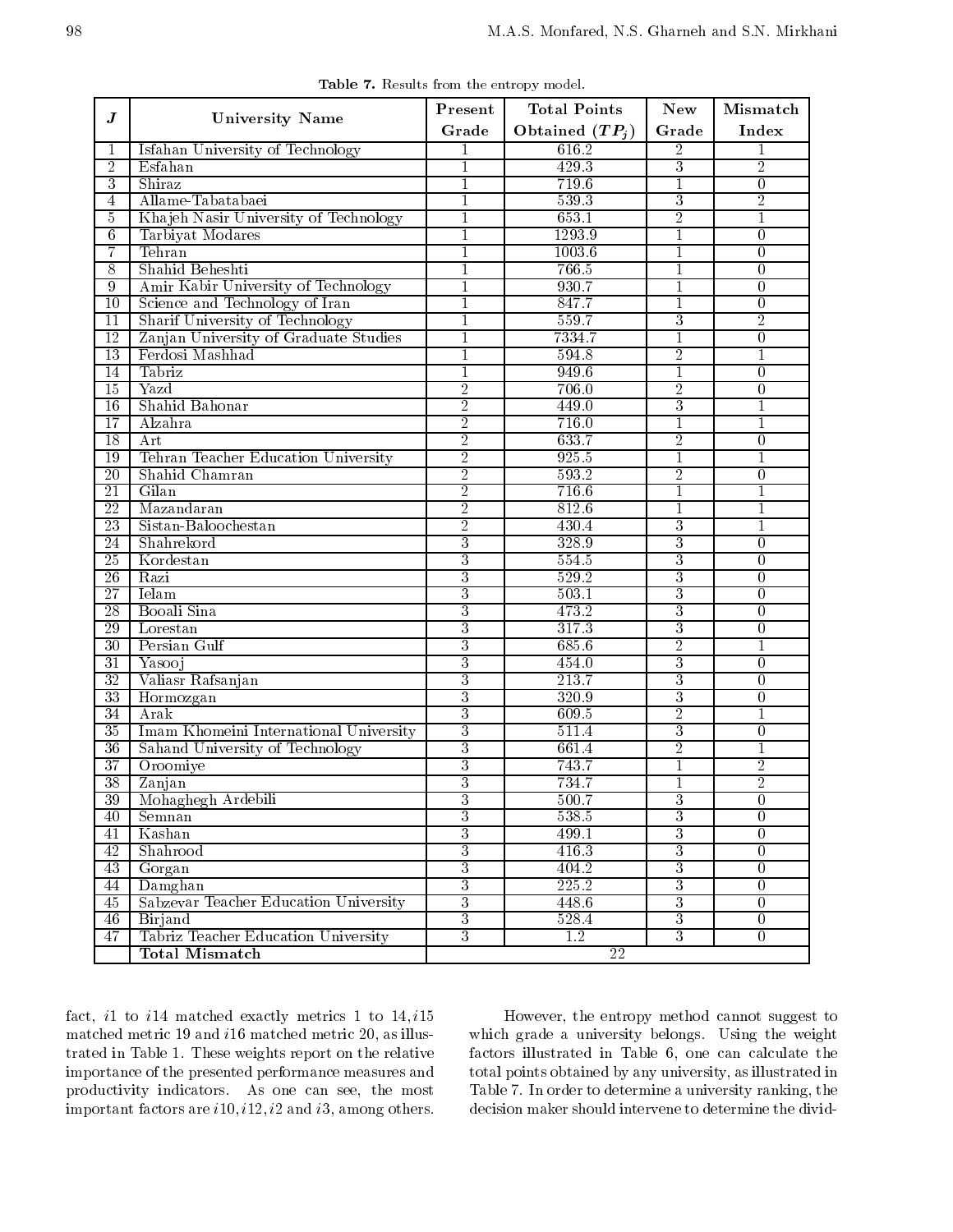**Table 7.** Results from the entropy model.

| $J$ | University Name | Present Grade | Total Points Obtained ($TP_j$) | New Grade | Mismatch Index |
|---|---|---|---|---|---|
| 1 | Isfahan University of Technology | 1 | 616.2 | 2 | 1 |
| 2 | Esfahan | 1 | 429.3 | 3 | 2 |
| 3 | Shiraz | 1 | 719.6 | 1 | 0 |
| 4 | Allame-Tabatabaei | 1 | 539.3 | 3 | 2 |
| 5 | Khajeh Nasir University of Technology | 1 | 653.1 | 2 | 1 |
| 6 | Tarbiyat Modares | 1 | 1293.9 | 1 | 0 |
| 7 | Tehran | 1 | 1003.6 | 1 | 0 |
| 8 | Shahid Beheshti | 1 | 766.5 | 1 | 0 |
| 9 | Amir Kabir University of Technology | 1 | 930.7 | 1 | 0 |
| 10 | Science and Technology of Iran | 1 | 847.7 | 1 | 0 |
| 11 | Sharif University of Technology | 1 | 559.7 | 3 | 2 |
| 12 | Zanjan University of Graduate Studies | 1 | 7334.7 | 1 | 0 |
| 13 | Ferdosi Mashhad | 1 | 594.8 | 2 | 1 |
| 14 | Tabriz | 1 | 949.6 | 1 | 0 |
| 15 | Yazd | 2 | 706.0 | 2 | 0 |
| 16 | Shahid Bahonar | 2 | 449.0 | 3 | 1 |
| 17 | Alzahra | 2 | 716.0 | 1 | 1 |
| 18 | Art | 2 | 633.7 | 2 | 0 |
| 19 | Tehran Teacher Education University | 2 | 925.5 | 1 | 1 |
| 20 | Shahid Chamran | 2 | 593.2 | 2 | 0 |
| 21 | Gilan | 2 | 716.6 | 1 | 1 |
| 22 | Mazandaran | 2 | 812.6 | 1 | 1 |
| 23 | Sistan-Baloochestan | 2 | 430.4 | 3 | 1 |
| 24 | Shahrekord | 3 | 328.9 | 3 | 0 |
| 25 | Kordestan | 3 | 554.5 | 3 | 0 |
| 26 | Razi | 3 | 529.2 | 3 | 0 |
| 27 | Ielam | 3 | 503.1 | 3 | 0 |
| 28 | Booali Sina | 3 | 473.2 | 3 | 0 |
| 29 | Lorestan | 3 | 317.3 | 3 | 0 |
| 30 | Persian Gulf | 3 | 685.6 | 2 | 1 |
| 31 | Yasooj | 3 | 454.0 | 3 | 0 |
| 32 | Valiasr Rafsanjan | 3 | 213.7 | 3 | 0 |
| 33 | Hormozgan | 3 | 320.9 | 3 | 0 |
| 34 | Arak | 3 | 609.5 | 2 | 1 |
| 35 | Imam Khomeini International University | 3 | 511.4 | 3 | 0 |
| 36 | Sahand University of Technology | 3 | 661.4 | 2 | 1 |
| 37 | Oroomiye | 3 | 743.7 | 1 | 2 |
| 38 | Zanjan | 3 | 734.7 | 1 | 2 |
| 39 | Mohaghegh Ardebili | 3 | 500.7 | 3 | 0 |
| 40 | Semnan | 3 | 538.5 | 3 | 0 |
| 41 | Kashan | 3 | 499.1 | 3 | 0 |
| 42 | Shahrood | 3 | 416.3 | 3 | 0 |
| 43 | Gorgan | 3 | 404.2 | 3 | 0 |
| 44 | Damghan | 3 | 225.2 | 3 | 0 |
| 45 | Sabzevar Teacher Education University | 3 | 448.6 | 3 | 0 |
| 46 | Birjand | 3 | 528.4 | 3 | 0 |
| 47 | Tabriz Teacher Education University | 3 | 1.2 | 3 | 0 |
| | **Total Mismatch** | | 22 | | |

fact, $i1$ to $i14$ matched exactly metrics 1 to 14, $i15$ matched metric 19 and $i16$ matched metric 20, as illustrated in Table 1. These weights report on the relative importance of the presented performance measures and productivity indicators. As one can see, the most important factors are $i10, i12, i2$ and $i3$, among others.

However, the entropy method cannot suggest to which grade a university belongs. Using the weight factors illustrated in Table 6, one can calculate the total points obtained by any university, as illustrated in Table 7. In order to determine a university ranking, the decision maker should intervene to determine the divid-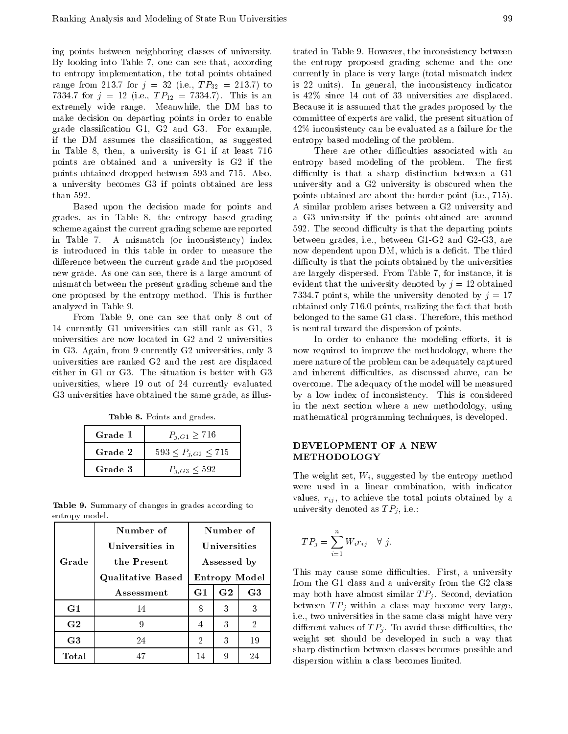ing points between neighboring classes of university. By looking into Table 7, one can see that, according to entropy implementation, the total points obtained range from 213.7 for $j = 32$ (i.e., $TP_{32} = 213.7$) to 7334.7 for $j = 12$ (i.e., $TP_{12} = 7334.7$). This is an extremely wide range. Meanwhile, the DM has to make decision on departing points in order to enable grade classification G1, G2 and G3. For example, if the DM assumes the classification, as suggested in Table 8, then, a university is G1 if at least 716 points are obtained and a university is G2 if the points obtained dropped between 593 and 715. Also, a university becomes G3 if points obtained are less than 592.

Based upon the decision made for points and grades, as in Table 8, the entropy based grading scheme against the current grading scheme are reported in Table 7. A mismatch (or inconsistency) index is introduced in this table in order to measure the difference between the current grade and the proposed new grade. As one can see, there is a large amount of mismatch between the present grading scheme and the one proposed by the entropy method. This is further analyzed in Table 9.

From Table 9, one can see that only 8 out of 14 currently G1 universities can still rank as G1, 3 universities are now located in G2 and 2 universities in G3. Again, from 9 currently G2 universities, only 3 universities are ranked G2 and the rest are displaced either in G1 or G3. The situation is better with G3 universities, where 19 out of 24 currently evaluated G3 universities have obtained the same grade, as illustrated in Table 9. However, the inconsistency between the entropy proposed grading scheme and the one currently in place is very large (total mismatch index is 22 units). In general, the inconsistency indicator is 42% since 14 out of 33 universities are displaced. Because it is assumed that the grades proposed by the committee of experts are valid, the present situation of 42% inconsistency can be evaluated as a failure for the entropy based modeling of the problem.

**Table 8.** Points and grades.

| | |
|---|---|
| **Grade 1** | $P_{j,G1} \geq 716$ |
| **Grade 2** | $593 \leq P_{j,G2} \leq 715$ |
| **Grade 3** | $P_{j,G3} \leq 592$ |

**Table 9.** Summary of changes in grades according to entropy model.

| Grade | Number of Universities in the Present Qualitative Based Assessment | Number of Universities Assessed by Entropy Model | | |
|---|---|---|---|---|
| | | G1 | G2 | G3 |
| **G1** | 14 | 8 | 3 | 3 |
| **G2** | 9 | 4 | 3 | 2 |
| **G3** | 24 | 2 | 3 | 19 |
| **Total** | 47 | 14 | 9 | 24 |

There are other difficulties associated with an entropy based modeling of the problem. The first difficulty is that a sharp distinction between a G1 university and a G2 university is obscured when the points obtained are about the border point (i.e., 715). A similar problem arises between a G2 university and a G3 university if the points obtained are around 592. The second difficulty is that the departing points between grades, i.e., between G1-G2 and G2-G3, are now dependent upon DM, which is a deficit. The third difficulty is that the points obtained by the universities are largely dispersed. From Table 7, for instance, it is evident that the university denoted by $j = 12$ obtained 7334.7 points, while the university denoted by $j = 17$ obtained only 716.0 points, realizing the fact that both belonged to the same G1 class. Therefore, this method is neutral toward the dispersion of points.

In order to enhance the modeling efforts, it is now required to improve the methodology, where the mere nature of the problem can be adequately captured and inherent difficulties, as discussed above, can be overcome. The adequacy of the model will be measured by a low index of inconsistency. This is considered in the next section where a new methodology, using mathematical programming techniques, is developed.

## DEVELOPMENT OF A NEW METHODOLOGY

The weight set, $W_i$, suggested by the entropy method were used in a linear combination, with indicator values, $r_{ij}$, to achieve the total points obtained by a university denoted as $TP_j$, i.e.:

$$TP_j = \sum_{i=1}^{n} W_i r_{ij} \quad \forall\ j.$$

This may cause some difficulties. First, a university from the G1 class and a university from the G2 class may both have almost similar $TP_j$. Second, deviation between $TP_j$ within a class may become very large, i.e., two universities in the same class might have very different values of $TP_j$. To avoid these difficulties, the weight set should be developed in such a way that sharp distinction between classes becomes possible and dispersion within a class becomes limited.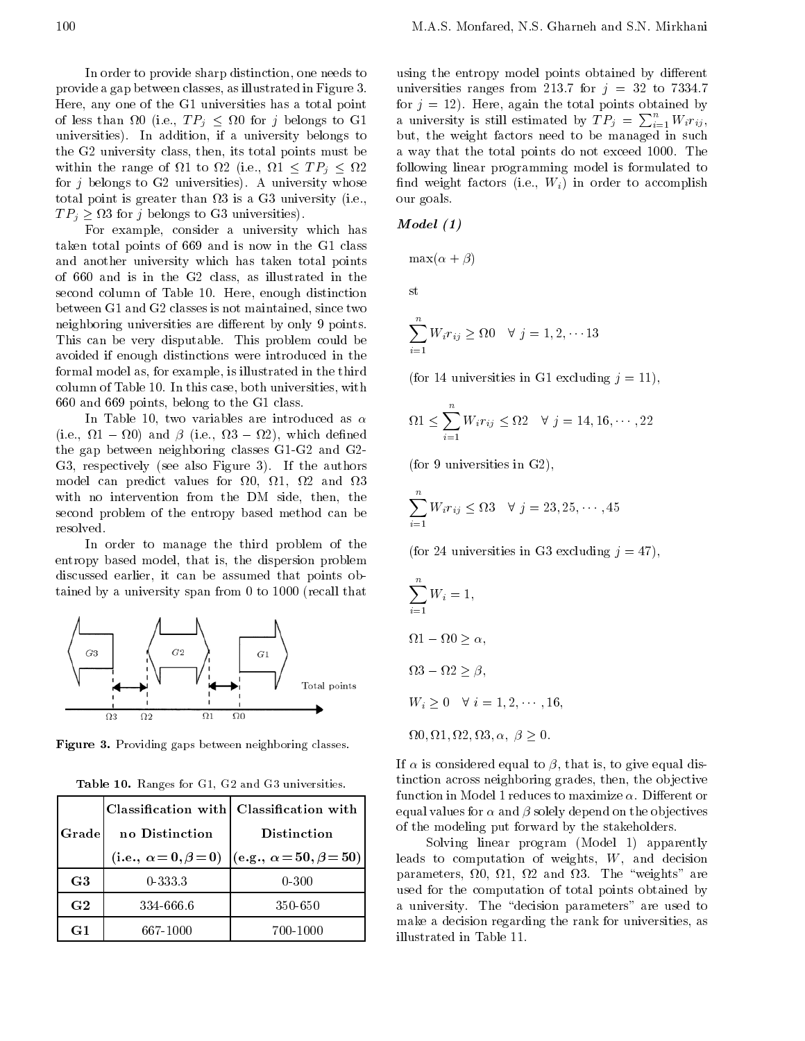In order to provide sharp distinction, one needs to provide a gap between classes, as illustrated in Figure 3. Here, any one of the G1 universities has a total point of less than $\Omega0$ (i.e., $TP_j \leq \Omega0$ for $j$ belongs to G1 universities). In addition, if a university belongs to the G2 university class, then, its total points must be within the range of $\Omega1$ to $\Omega2$ (i.e., $\Omega1 \leq TP_j \leq \Omega2$ for $j$ belongs to G2 universities). A university whose total point is greater than $\Omega3$ is a G3 university (i.e., $TP_j \geq \Omega3$ for $j$ belongs to G3 universities).

For example, consider a university which has taken total points of 669 and is now in the G1 class and another university which has taken total points of 660 and is in the G2 class, as illustrated in the second column of Table 10. Here, enough distinction between G1 and G2 classes is not maintained, since two neighboring universities are different by only 9 points. This can be very disputable. This problem could be avoided if enough distinctions were introduced in the formal model as, for example, is illustrated in the third column of Table 10. In this case, both universities, with 660 and 669 points, belong to the G1 class.

In Table 10, two variables are introduced as $\alpha$ (i.e., $\Omega1 - \Omega0$) and $\beta$ (i.e., $\Omega3 - \Omega2$), which defined the gap between neighboring classes G1-G2 and G2-G3, respectively (see also Figure 3). If the authors model can predict values for $\Omega0$, $\Omega1$, $\Omega2$ and $\Omega3$ with no intervention from the DM side, then, the second problem of the entropy based method can be resolved.

In order to manage the third problem of the entropy based model, that is, the dispersion problem discussed earlier, it can be assumed that points obtained by a university span from 0 to 1000 (recall that

Figure 3. Providing gaps between neighboring classes.

Table 10. Ranges for G1, G2 and G3 universities.

| Grade | Classification with no Distinction (i.e., $\alpha = 0, \beta = 0$) | Classification with Distinction (e.g., $\alpha = 50, \beta = 50$) |
|---|---|---|
| **G3** | 0-333.3 | 0-300 |
| **G2** | 334-666.6 | 350-650 |
| **G1** | 667-1000 | 700-1000 |

using the entropy model points obtained by different universities ranges from 213.7 for $j = 32$ to 7334.7 for $j = 12$). Here, again the total points obtained by a university is still estimated by $TP_j = \sum_{i=1}^{n} W_i r_{ij}$, but, the weight factors need to be managed in such a way that the total points do not exceed 1000. The following linear programming model is formulated to find weight factors (i.e., $W_i$) in order to accomplish our goals.

***Model (1)***

$$\max(\alpha + \beta)$$

st

$$\sum_{i=1}^{n} W_i r_{ij} \geq \Omega0 \quad \forall \ j = 1, 2, \cdots 13$$

(for 14 universities in G1 excluding $j = 11$),

$$\Omega1 \leq \sum_{i=1}^{n} W_i r_{ij} \leq \Omega2 \quad \forall \ j = 14, 16, \cdots, 22$$

(for 9 universities in G2),

$$\sum_{i=1}^{n} W_i r_{ij} \leq \Omega3 \quad \forall \ j = 23, 25, \cdots, 45$$

(for 24 universities in G3 excluding $j = 47$),

$$\sum_{i=1}^{n} W_i = 1,$$

$$\Omega1 - \Omega0 \geq \alpha,$$

$$\Omega3 - \Omega2 \geq \beta,$$

$$W_i \geq 0 \quad \forall \ i = 1, 2, \cdots, 16,$$

$$\Omega0, \Omega1, \Omega2, \Omega3, \alpha, \ \beta \geq 0.$$

If $\alpha$ is considered equal to $\beta$, that is, to give equal distinction across neighboring grades, then, the objective function in Model 1 reduces to maximize $\alpha$. Different or equal values for $\alpha$ and $\beta$ solely depend on the objectives of the modeling put forward by the stakeholders.

Solving linear program (Model 1) apparently leads to computation of weights, $W$, and decision parameters, $\Omega0$, $\Omega1$, $\Omega2$ and $\Omega3$. The "weights" are used for the computation of total points obtained by a university. The "decision parameters" are used to make a decision regarding the rank for universities, as illustrated in Table 11.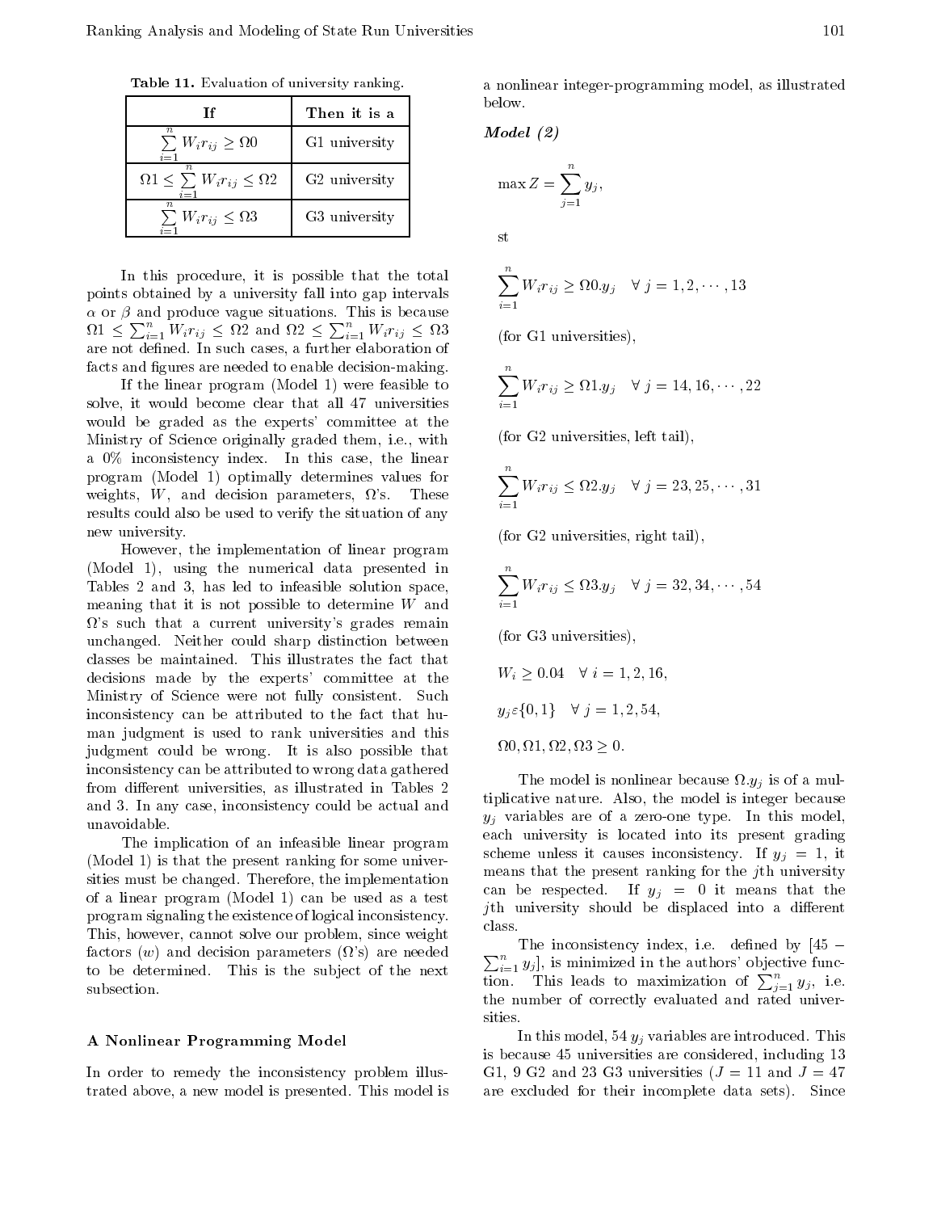Table 11. Evaluation of university ranking.

| If | Then it is a |
|---|---|
| $\sum_{i=1}^{n} W_i r_{ij} \geq \Omega 0$ | G1 university |
| $\Omega 1 \leq \sum_{i=1}^{n} W_i r_{ij} \leq \Omega 2$ | G2 university |
| $\sum_{i=1}^{n} W_i r_{ij} \leq \Omega 3$ | G3 university |

In this procedure, it is possible that the total points obtained by a university fall into gap intervals $\alpha$ or $\beta$ and produce vague situations. This is because $\Omega 1 \leq \sum_{i=1}^{n} W_i r_{ij} \leq \Omega 2$ and $\Omega 2 \leq \sum_{i=1}^{n} W_i r_{ij} \leq \Omega 3$ are not defined. In such cases, a further elaboration of facts and figures are needed to enable decision-making.

If the linear program (Model 1) were feasible to solve, it would become clear that all 47 universities would be graded as the experts' committee at the Ministry of Science originally graded them, i.e., with a 0% inconsistency index. In this case, the linear program (Model 1) optimally determines values for weights, $W$, and decision parameters, $\Omega$'s. These results could also be used to verify the situation of any new university.

However, the implementation of linear program (Model 1), using the numerical data presented in Tables 2 and 3, has led to infeasible solution space, meaning that it is not possible to determine $W$ and $\Omega$'s such that a current university's grades remain unchanged. Neither could sharp distinction between classes be maintained. This illustrates the fact that decisions made by the experts' committee at the Ministry of Science were not fully consistent. Such inconsistency can be attributed to the fact that human judgment is used to rank universities and this judgment could be wrong. It is also possible that inconsistency can be attributed to wrong data gathered from different universities, as illustrated in Tables 2 and 3. In any case, inconsistency could be actual and unavoidable.

The implication of an infeasible linear program (Model 1) is that the present ranking for some universities must be changed. Therefore, the implementation of a linear program (Model 1) can be used as a test program signaling the existence of logical inconsistency. This, however, cannot solve our problem, since weight factors ($w$) and decision parameters ($\Omega$'s) are needed to be determined. This is the subject of the next subsection.

### A Nonlinear Programming Model

In order to remedy the inconsistency problem illustrated above, a new model is presented. This model is a nonlinear integer-programming model, as illustrated below.

***Model (2)***

$$\max Z = \sum_{j=1}^{n} y_j,$$

st

$$\sum_{i=1}^{n} W_i r_{ij} \geq \Omega 0 . y_j \quad \forall\ j = 1, 2, \cdots, 13$$

(for G1 universities),

$$\sum_{i=1}^{n} W_i r_{ij} \geq \Omega 1 . y_j \quad \forall\ j = 14, 16, \cdots, 22$$

(for G2 universities, left tail),

$$\sum_{i=1}^{n} W_i r_{ij} \leq \Omega 2 . y_j \quad \forall\ j = 23, 25, \cdots, 31$$

(for G2 universities, right tail),

$$\sum_{i=1}^{n} W_i r_{ij} \leq \Omega 3 . y_j \quad \forall\ j = 32, 34, \cdots, 54$$

(for G3 universities),

$$W_i \geq 0.04 \quad \forall\ i = 1, 2, 16,$$

$$y_j \varepsilon \{0, 1\} \quad \forall\ j = 1, 2, 54,$$

$$\Omega 0, \Omega 1, \Omega 2, \Omega 3 \geq 0.$$

The model is nonlinear because $\Omega . y_j$ is of a multiplicative nature. Also, the model is integer because $y_j$ variables are of a zero-one type. In this model, each university is located into its present grading scheme unless it causes inconsistency. If $y_j = 1$, it means that the present ranking for the $j$th university can be respected. If $y_j = 0$ it means that the $j$th university should be displaced into a different class.

The inconsistency index, i.e. defined by $[45 - \sum_{i=1}^{n} y_j]$, is minimized in the authors' objective function. This leads to maximization of $\sum_{j=1}^{n} y_j$, i.e. the number of correctly evaluated and rated universities.

In this model, 54 $y_j$ variables are introduced. This is because 45 universities are considered, including 13 G1, 9 G2 and 23 G3 universities ($J = 11$ and $J = 47$ are excluded for their incomplete data sets). Since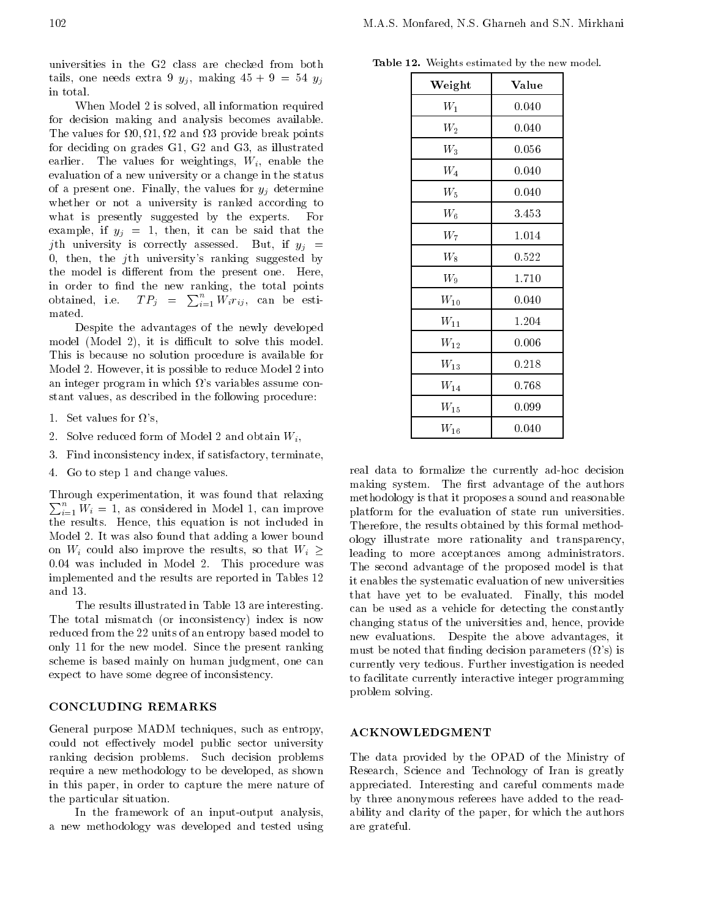universities in the G2 class are checked from both tails, one needs extra 9 $y_j$, making $45 + 9 = 54$ $y_j$ in total.

When Model 2 is solved, all information required for decision making and analysis becomes available. The values for $\Omega 0, \Omega 1, \Omega 2$ and $\Omega 3$ provide break points for deciding on grades G1, G2 and G3, as illustrated earlier. The values for weightings, $W_i$, enable the evaluation of a new university or a change in the status of a present one. Finally, the values for $y_j$ determine whether or not a university is ranked according to what is presently suggested by the experts. For example, if $y_j = 1$, then, it can be said that the $j$th university is correctly assessed. But, if $y_j = 0$, then, the $j$th university's ranking suggested by the model is different from the present one. Here, in order to find the new ranking, the total points obtained, i.e. $TP_j = \sum_{i=1}^{n} W_i r_{ij}$, can be estimated.

Despite the advantages of the newly developed model (Model 2), it is difficult to solve this model. This is because no solution procedure is available for Model 2. However, it is possible to reduce Model 2 into an integer program in which $\Omega$'s variables assume constant values, as described in the following procedure:

1. Set values for $\Omega$'s,
2. Solve reduced form of Model 2 and obtain $W_i$,
3. Find inconsistency index, if satisfactory, terminate,
4. Go to step 1 and change values.

Through experimentation, it was found that relaxing $\sum_{i=1}^{n} W_i = 1$, as considered in Model 1, can improve the results. Hence, this equation is not included in Model 2. It was also found that adding a lower bound on $W_i$ could also improve the results, so that $W_i \geq 0.04$ was included in Model 2. This procedure was implemented and the results are reported in Tables 12 and 13.

The results illustrated in Table 13 are interesting. The total mismatch (or inconsistency) index is now reduced from the 22 units of an entropy based model to only 11 for the new model. Since the present ranking scheme is based mainly on human judgment, one can expect to have some degree of inconsistency.

**Table 12.** Weights estimated by the new model.

| Weight | Value |
|---|---|
| $W_1$ | 0.040 |
| $W_2$ | 0.040 |
| $W_3$ | 0.056 |
| $W_4$ | 0.040 |
| $W_5$ | 0.040 |
| $W_6$ | 3.453 |
| $W_7$ | 1.014 |
| $W_8$ | 0.522 |
| $W_9$ | 1.710 |
| $W_{10}$ | 0.040 |
| $W_{11}$ | 1.204 |
| $W_{12}$ | 0.006 |
| $W_{13}$ | 0.218 |
| $W_{14}$ | 0.768 |
| $W_{15}$ | 0.099 |
| $W_{16}$ | 0.040 |

## CONCLUDING REMARKS

General purpose MADM techniques, such as entropy, could not effectively model public sector university ranking decision problems. Such decision problems require a new methodology to be developed, as shown in this paper, in order to capture the mere nature of the particular situation.

In the framework of an input-output analysis, a new methodology was developed and tested using real data to formalize the currently ad-hoc decision making system. The first advantage of the authors methodology is that it proposes a sound and reasonable platform for the evaluation of state run universities. Therefore, the results obtained by this formal methodology illustrate more rationality and transparency, leading to more acceptances among administrators. The second advantage of the proposed model is that it enables the systematic evaluation of new universities that have yet to be evaluated. Finally, this model can be used as a vehicle for detecting the constantly changing status of the universities and, hence, provide new evaluations. Despite the above advantages, it must be noted that finding decision parameters ($\Omega$'s) is currently very tedious. Further investigation is needed to facilitate currently interactive integer programming problem solving.

## ACKNOWLEDGMENT

The data provided by the OPAD of the Ministry of Research, Science and Technology of Iran is greatly appreciated. Interesting and careful comments made by three anonymous referees have added to the readability and clarity of the paper, for which the authors are grateful.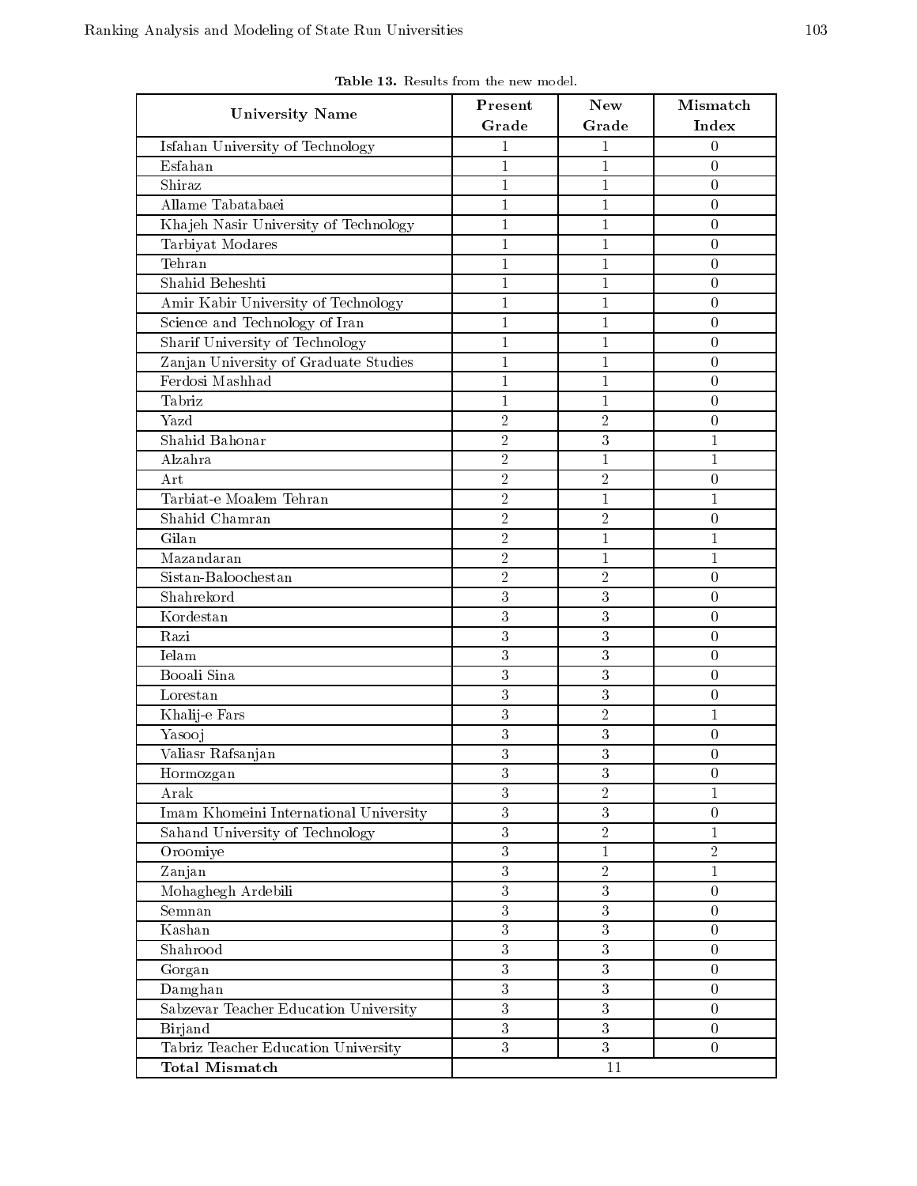**Table 13.** Results from the new model.

| University Name | Present Grade | New Grade | Mismatch Index |
|---|---|---|---|
| Isfahan University of Technology | 1 | 1 | 0 |
| Esfahan | 1 | 1 | 0 |
| Shiraz | 1 | 1 | 0 |
| Allame Tabatabaei | 1 | 1 | 0 |
| Khajeh Nasir University of Technology | 1 | 1 | 0 |
| Tarbiyat Modares | 1 | 1 | 0 |
| Tehran | 1 | 1 | 0 |
| Shahid Beheshti | 1 | 1 | 0 |
| Amir Kabir University of Technology | 1 | 1 | 0 |
| Science and Technology of Iran | 1 | 1 | 0 |
| Sharif University of Technology | 1 | 1 | 0 |
| Zanjan University of Graduate Studies | 1 | 1 | 0 |
| Ferdosi Mashhad | 1 | 1 | 0 |
| Tabriz | 1 | 1 | 0 |
| Yazd | 2 | 2 | 0 |
| Shahid Bahonar | 2 | 3 | 1 |
| Alzahra | 2 | 1 | 1 |
| Art | 2 | 2 | 0 |
| Tarbiat-e Moalem Tehran | 2 | 1 | 1 |
| Shahid Chamran | 2 | 2 | 0 |
| Gilan | 2 | 1 | 1 |
| Mazandaran | 2 | 1 | 1 |
| Sistan-Baloochestan | 2 | 2 | 0 |
| Shahrekord | 3 | 3 | 0 |
| Kordestan | 3 | 3 | 0 |
| Razi | 3 | 3 | 0 |
| Ielam | 3 | 3 | 0 |
| Booali Sina | 3 | 3 | 0 |
| Lorestan | 3 | 3 | 0 |
| Khalij-e Fars | 3 | 2 | 1 |
| Yasooj | 3 | 3 | 0 |
| Valiasr Rafsanjan | 3 | 3 | 0 |
| Hormozgan | 3 | 3 | 0 |
| Arak | 3 | 2 | 1 |
| Imam Khomeini International University | 3 | 3 | 0 |
| Sahand University of Technology | 3 | 2 | 1 |
| Oroomiye | 3 | 1 | 2 |
| Zanjan | 3 | 2 | 1 |
| Mohaghegh Ardebili | 3 | 3 | 0 |
| Semnan | 3 | 3 | 0 |
| Kashan | 3 | 3 | 0 |
| Shahrood | 3 | 3 | 0 |
| Gorgan | 3 | 3 | 0 |
| Damghan | 3 | 3 | 0 |
| Sabzevar Teacher Education University | 3 | 3 | 0 |
| Birjand | 3 | 3 | 0 |
| Tabriz Teacher Education University | 3 | 3 | 0 |
| **Total Mismatch** | 11 | | |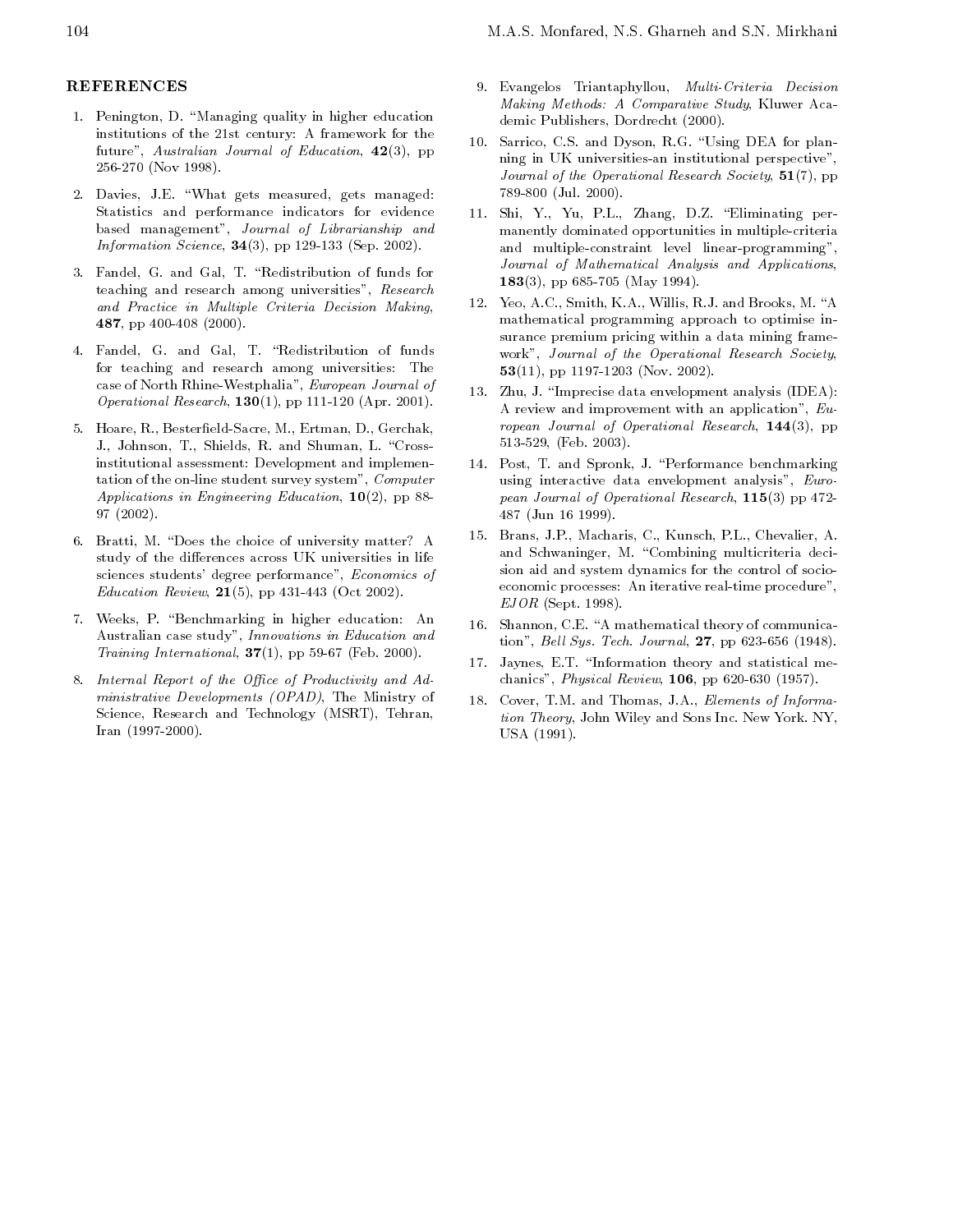## REFERENCES

1. Penington, D. "Managing quality in higher education institutions of the 21st century: A framework for the future", *Australian Journal of Education*, **42**(3), pp 256-270 (Nov 1998).

2. Davies, J.E. "What gets measured, gets managed: Statistics and performance indicators for evidence based management", *Journal of Librarianship and Information Science*, **34**(3), pp 129-133 (Sep. 2002).

3. Fandel, G. and Gal, T. "Redistribution of funds for teaching and research among universities", *Research and Practice in Multiple Criteria Decision Making*, **487**, pp 400-408 (2000).

4. Fandel, G. and Gal, T. "Redistribution of funds for teaching and research among universities: The case of North Rhine-Westphalia", *European Journal of Operational Research*, **130**(1), pp 111-120 (Apr. 2001).

5. Hoare, R., Besterfield-Sacre, M., Ertman, D., Gerchak, J., Johnson, T., Shields, R. and Shuman, L. "Cross-institutional assessment: Development and implementation of the on-line student survey system", *Computer Applications in Engineering Education*, **10**(2), pp 88-97 (2002).

6. Bratti, M. "Does the choice of university matter? A study of the differences across UK universities in life sciences students' degree performance", *Economics of Education Review*, **21**(5), pp 431-443 (Oct 2002).

7. Weeks, P. "Benchmarking in higher education: An Australian case study", *Innovations in Education and Training International*, **37**(1), pp 59-67 (Feb. 2000).

8. *Internal Report of the Office of Productivity and Administrative Developments (OPAD)*, The Ministry of Science, Research and Technology (MSRT), Tehran, Iran (1997-2000).

9. Evangelos Triantaphyllou, *Multi-Criteria Decision Making Methods: A Comparative Study*, Kluwer Academic Publishers, Dordrecht (2000).

10. Sarrico, C.S. and Dyson, R.G. "Using DEA for planning in UK universities-an institutional perspective", *Journal of the Operational Research Society*, **51**(7), pp 789-800 (Jul. 2000).

11. Shi, Y., Yu, P.L., Zhang, D.Z. "Eliminating permanently dominated opportunities in multiple-criteria and multiple-constraint level linear-programming", *Journal of Mathematical Analysis and Applications*, **183**(3), pp 685-705 (May 1994).

12. Yeo, A.C., Smith, K.A., Willis, R.J. and Brooks, M. "A mathematical programming approach to optimise insurance premium pricing within a data mining framework", *Journal of the Operational Research Society*, **53**(11), pp 1197-1203 (Nov. 2002).

13. Zhu, J. "Imprecise data envelopment analysis (IDEA): A review and improvement with an application", *European Journal of Operational Research*, **144**(3), pp 513-529, (Feb. 2003).

14. Post, T. and Spronk, J. "Performance benchmarking using interactive data envelopment analysis", *European Journal of Operational Research*, **115**(3) pp 472-487 (Jun 16 1999).

15. Brans, J.P., Macharis, C., Kunsch, P.L., Chevalier, A. and Schwaninger, M. "Combining multicriteria decision aid and system dynamics for the control of socio-economic processes: An iterative real-time procedure", *EJOR* (Sept. 1998).

16. Shannon, C.E. "A mathematical theory of communication", *Bell Sys. Tech. Journal*, **27**, pp 623-656 (1948).

17. Jaynes, E.T. "Information theory and statistical mechanics", *Physical Review*, **106**, pp 620-630 (1957).

18. Cover, T.M. and Thomas, J.A., *Elements of Information Theory*, John Wiley and Sons Inc. New York. NY, USA (1991).